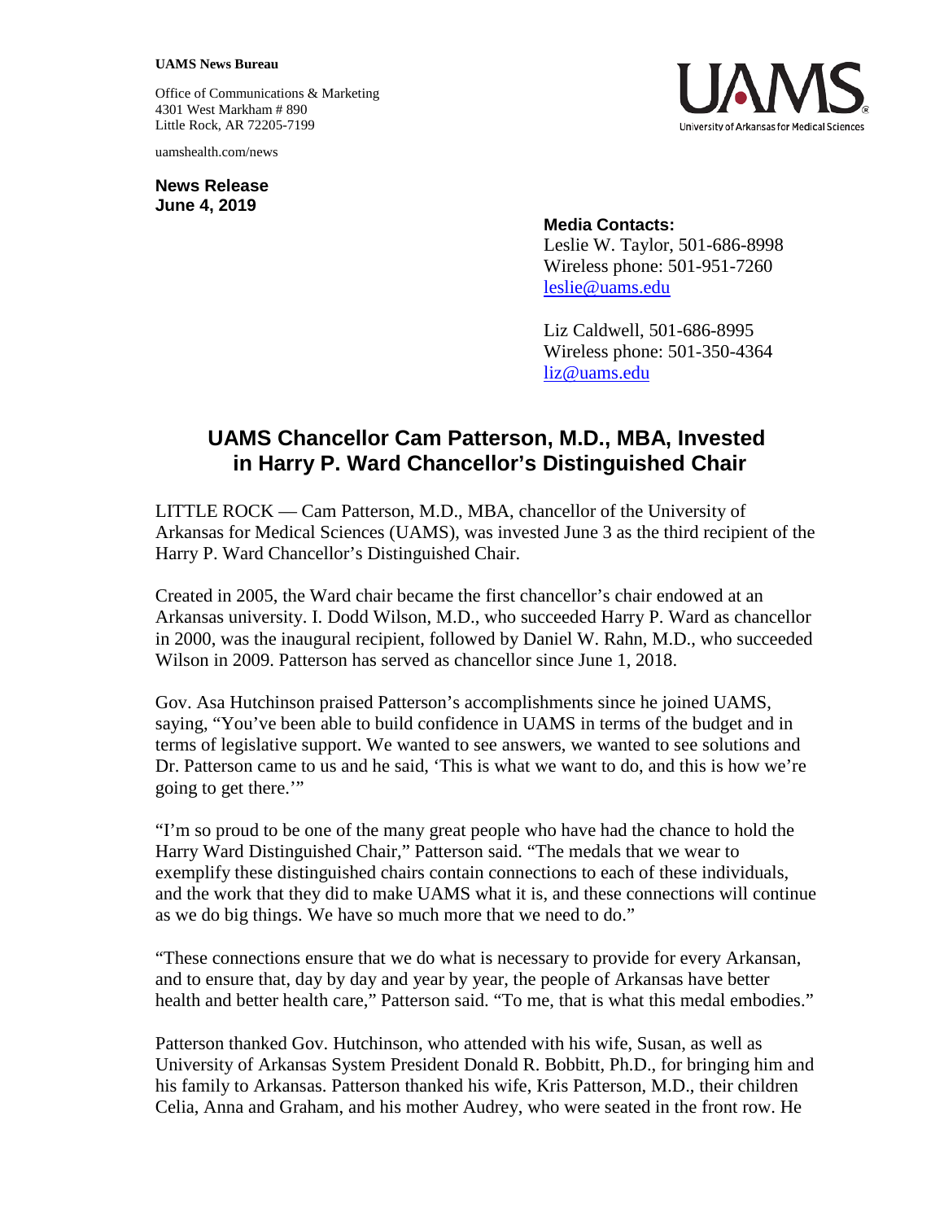**UAMS News Bureau**

Office of Communications & Marketing
4301 West Markham # 890
Little Rock, AR 72205-7199

uamshealth.com/news

**News Release**
**June 4, 2019**

**Media Contacts:**
Leslie W. Taylor, 501-686-8998
Wireless phone: 501-951-7260
leslie@uams.edu

Liz Caldwell, 501-686-8995
Wireless phone: 501-350-4364
liz@uams.edu

# UAMS Chancellor Cam Patterson, M.D., MBA, Invested in Harry P. Ward Chancellor's Distinguished Chair

LITTLE ROCK — Cam Patterson, M.D., MBA, chancellor of the University of Arkansas for Medical Sciences (UAMS), was invested June 3 as the third recipient of the Harry P. Ward Chancellor's Distinguished Chair.

Created in 2005, the Ward chair became the first chancellor's chair endowed at an Arkansas university. I. Dodd Wilson, M.D., who succeeded Harry P. Ward as chancellor in 2000, was the inaugural recipient, followed by Daniel W. Rahn, M.D., who succeeded Wilson in 2009. Patterson has served as chancellor since June 1, 2018.

Gov. Asa Hutchinson praised Patterson's accomplishments since he joined UAMS, saying, "You've been able to build confidence in UAMS in terms of the budget and in terms of legislative support. We wanted to see answers, we wanted to see solutions and Dr. Patterson came to us and he said, 'This is what we want to do, and this is how we're going to get there.'"

"I'm so proud to be one of the many great people who have had the chance to hold the Harry Ward Distinguished Chair," Patterson said. "The medals that we wear to exemplify these distinguished chairs contain connections to each of these individuals, and the work that they did to make UAMS what it is, and these connections will continue as we do big things. We have so much more that we need to do."

"These connections ensure that we do what is necessary to provide for every Arkansan, and to ensure that, day by day and year by year, the people of Arkansas have better health and better health care," Patterson said. "To me, that is what this medal embodies."

Patterson thanked Gov. Hutchinson, who attended with his wife, Susan, as well as University of Arkansas System President Donald R. Bobbitt, Ph.D., for bringing him and his family to Arkansas. Patterson thanked his wife, Kris Patterson, M.D., their children Celia, Anna and Graham, and his mother Audrey, who were seated in the front row. He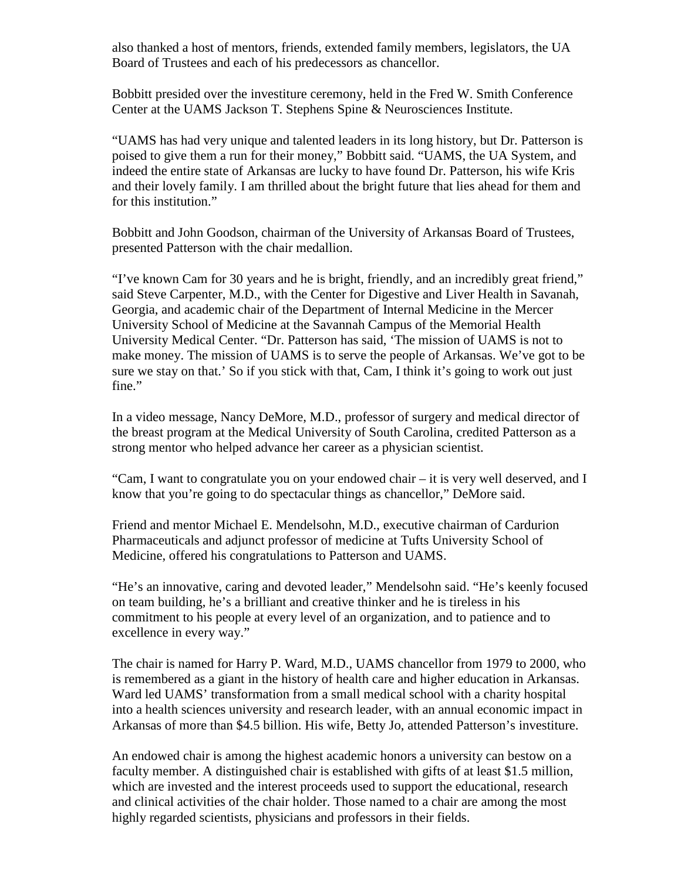also thanked a host of mentors, friends, extended family members, legislators, the UA Board of Trustees and each of his predecessors as chancellor.

Bobbitt presided over the investiture ceremony, held in the Fred W. Smith Conference Center at the UAMS Jackson T. Stephens Spine & Neurosciences Institute.

"UAMS has had very unique and talented leaders in its long history, but Dr. Patterson is poised to give them a run for their money," Bobbitt said. "UAMS, the UA System, and indeed the entire state of Arkansas are lucky to have found Dr. Patterson, his wife Kris and their lovely family. I am thrilled about the bright future that lies ahead for them and for this institution."

Bobbitt and John Goodson, chairman of the University of Arkansas Board of Trustees, presented Patterson with the chair medallion.

"I've known Cam for 30 years and he is bright, friendly, and an incredibly great friend," said Steve Carpenter, M.D., with the Center for Digestive and Liver Health in Savanah, Georgia, and academic chair of the Department of Internal Medicine in the Mercer University School of Medicine at the Savannah Campus of the Memorial Health University Medical Center. "Dr. Patterson has said, 'The mission of UAMS is not to make money. The mission of UAMS is to serve the people of Arkansas. We've got to be sure we stay on that.' So if you stick with that, Cam, I think it's going to work out just fine."

In a video message, Nancy DeMore, M.D., professor of surgery and medical director of the breast program at the Medical University of South Carolina, credited Patterson as a strong mentor who helped advance her career as a physician scientist.

"Cam, I want to congratulate you on your endowed chair – it is very well deserved, and I know that you're going to do spectacular things as chancellor," DeMore said.

Friend and mentor Michael E. Mendelsohn, M.D., executive chairman of Cardurion Pharmaceuticals and adjunct professor of medicine at Tufts University School of Medicine, offered his congratulations to Patterson and UAMS.

"He's an innovative, caring and devoted leader," Mendelsohn said. "He's keenly focused on team building, he's a brilliant and creative thinker and he is tireless in his commitment to his people at every level of an organization, and to patience and to excellence in every way."

The chair is named for Harry P. Ward, M.D., UAMS chancellor from 1979 to 2000, who is remembered as a giant in the history of health care and higher education in Arkansas. Ward led UAMS' transformation from a small medical school with a charity hospital into a health sciences university and research leader, with an annual economic impact in Arkansas of more than $4.5 billion. His wife, Betty Jo, attended Patterson's investiture.

An endowed chair is among the highest academic honors a university can bestow on a faculty member. A distinguished chair is established with gifts of at least $1.5 million, which are invested and the interest proceeds used to support the educational, research and clinical activities of the chair holder. Those named to a chair are among the most highly regarded scientists, physicians and professors in their fields.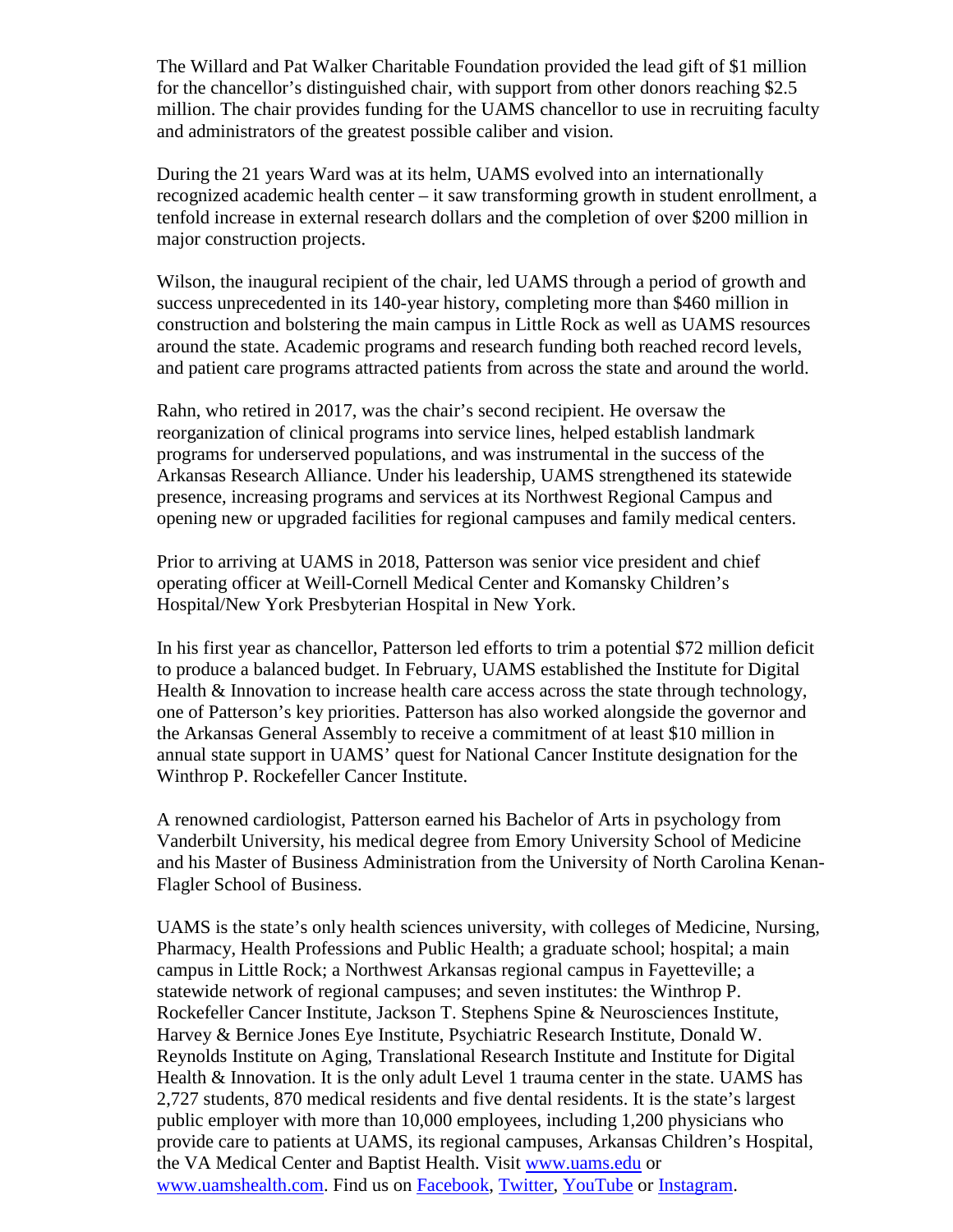The Willard and Pat Walker Charitable Foundation provided the lead gift of $1 million for the chancellor's distinguished chair, with support from other donors reaching $2.5 million. The chair provides funding for the UAMS chancellor to use in recruiting faculty and administrators of the greatest possible caliber and vision.

During the 21 years Ward was at its helm, UAMS evolved into an internationally recognized academic health center – it saw transforming growth in student enrollment, a tenfold increase in external research dollars and the completion of over $200 million in major construction projects.

Wilson, the inaugural recipient of the chair, led UAMS through a period of growth and success unprecedented in its 140-year history, completing more than $460 million in construction and bolstering the main campus in Little Rock as well as UAMS resources around the state. Academic programs and research funding both reached record levels, and patient care programs attracted patients from across the state and around the world.

Rahn, who retired in 2017, was the chair's second recipient. He oversaw the reorganization of clinical programs into service lines, helped establish landmark programs for underserved populations, and was instrumental in the success of the Arkansas Research Alliance. Under his leadership, UAMS strengthened its statewide presence, increasing programs and services at its Northwest Regional Campus and opening new or upgraded facilities for regional campuses and family medical centers.

Prior to arriving at UAMS in 2018, Patterson was senior vice president and chief operating officer at Weill-Cornell Medical Center and Komansky Children's Hospital/New York Presbyterian Hospital in New York.

In his first year as chancellor, Patterson led efforts to trim a potential $72 million deficit to produce a balanced budget. In February, UAMS established the Institute for Digital Health & Innovation to increase health care access across the state through technology, one of Patterson's key priorities. Patterson has also worked alongside the governor and the Arkansas General Assembly to receive a commitment of at least $10 million in annual state support in UAMS' quest for National Cancer Institute designation for the Winthrop P. Rockefeller Cancer Institute.

A renowned cardiologist, Patterson earned his Bachelor of Arts in psychology from Vanderbilt University, his medical degree from Emory University School of Medicine and his Master of Business Administration from the University of North Carolina Kenan-Flagler School of Business.

UAMS is the state's only health sciences university, with colleges of Medicine, Nursing, Pharmacy, Health Professions and Public Health; a graduate school; hospital; a main campus in Little Rock; a Northwest Arkansas regional campus in Fayetteville; a statewide network of regional campuses; and seven institutes: the Winthrop P. Rockefeller Cancer Institute, Jackson T. Stephens Spine & Neurosciences Institute, Harvey & Bernice Jones Eye Institute, Psychiatric Research Institute, Donald W. Reynolds Institute on Aging, Translational Research Institute and Institute for Digital Health & Innovation. It is the only adult Level 1 trauma center in the state. UAMS has 2,727 students, 870 medical residents and five dental residents. It is the state's largest public employer with more than 10,000 employees, including 1,200 physicians who provide care to patients at UAMS, its regional campuses, Arkansas Children's Hospital, the VA Medical Center and Baptist Health. Visit [www.uams.edu](http://www.uams.edu) or [www.uamshealth.com](http://www.uamshealth.com). Find us on Facebook, Twitter, YouTube or Instagram.